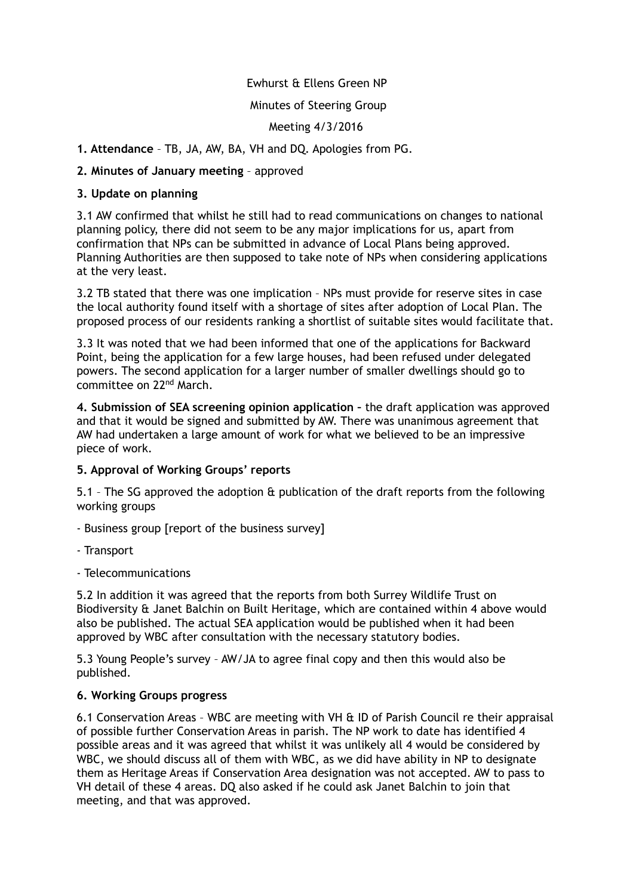Ewhurst & Ellens Green NP

Minutes of Steering Group

Meeting 4/3/2016

**1. Attendance** – TB, JA, AW, BA, VH and DQ. Apologies from PG.

**2. Minutes of January meeting** – approved

**3. Update on planning**

3.1 AW confirmed that whilst he still had to read communications on changes to national planning policy, there did not seem to be any major implications for us, apart from confirmation that NPs can be submitted in advance of Local Plans being approved. Planning Authorities are then supposed to take note of NPs when considering applications at the very least.

3.2 TB stated that there was one implication – NPs must provide for reserve sites in case the local authority found itself with a shortage of sites after adoption of Local Plan. The proposed process of our residents ranking a shortlist of suitable sites would facilitate that.

3.3 It was noted that we had been informed that one of the applications for Backward Point, being the application for a few large houses, had been refused under delegated powers. The second application for a larger number of smaller dwellings should go to committee on 22nd March.

**4. Submission of SEA screening opinion application –** the draft application was approved and that it would be signed and submitted by AW. There was unanimous agreement that AW had undertaken a large amount of work for what we believed to be an impressive piece of work.

**5. Approval of Working Groups' reports**

5.1 – The SG approved the adoption & publication of the draft reports from the following working groups

- Business group [report of the business survey]

- Transport

- Telecommunications

5.2 In addition it was agreed that the reports from both Surrey Wildlife Trust on Biodiversity & Janet Balchin on Built Heritage, which are contained within 4 above would also be published. The actual SEA application would be published when it had been approved by WBC after consultation with the necessary statutory bodies.

5.3 Young People's survey – AW/JA to agree final copy and then this would also be published.

**6. Working Groups progress**

6.1 Conservation Areas – WBC are meeting with VH & ID of Parish Council re their appraisal of possible further Conservation Areas in parish. The NP work to date has identified 4 possible areas and it was agreed that whilst it was unlikely all 4 would be considered by WBC, we should discuss all of them with WBC, as we did have ability in NP to designate them as Heritage Areas if Conservation Area designation was not accepted. AW to pass to VH detail of these 4 areas. DQ also asked if he could ask Janet Balchin to join that meeting, and that was approved.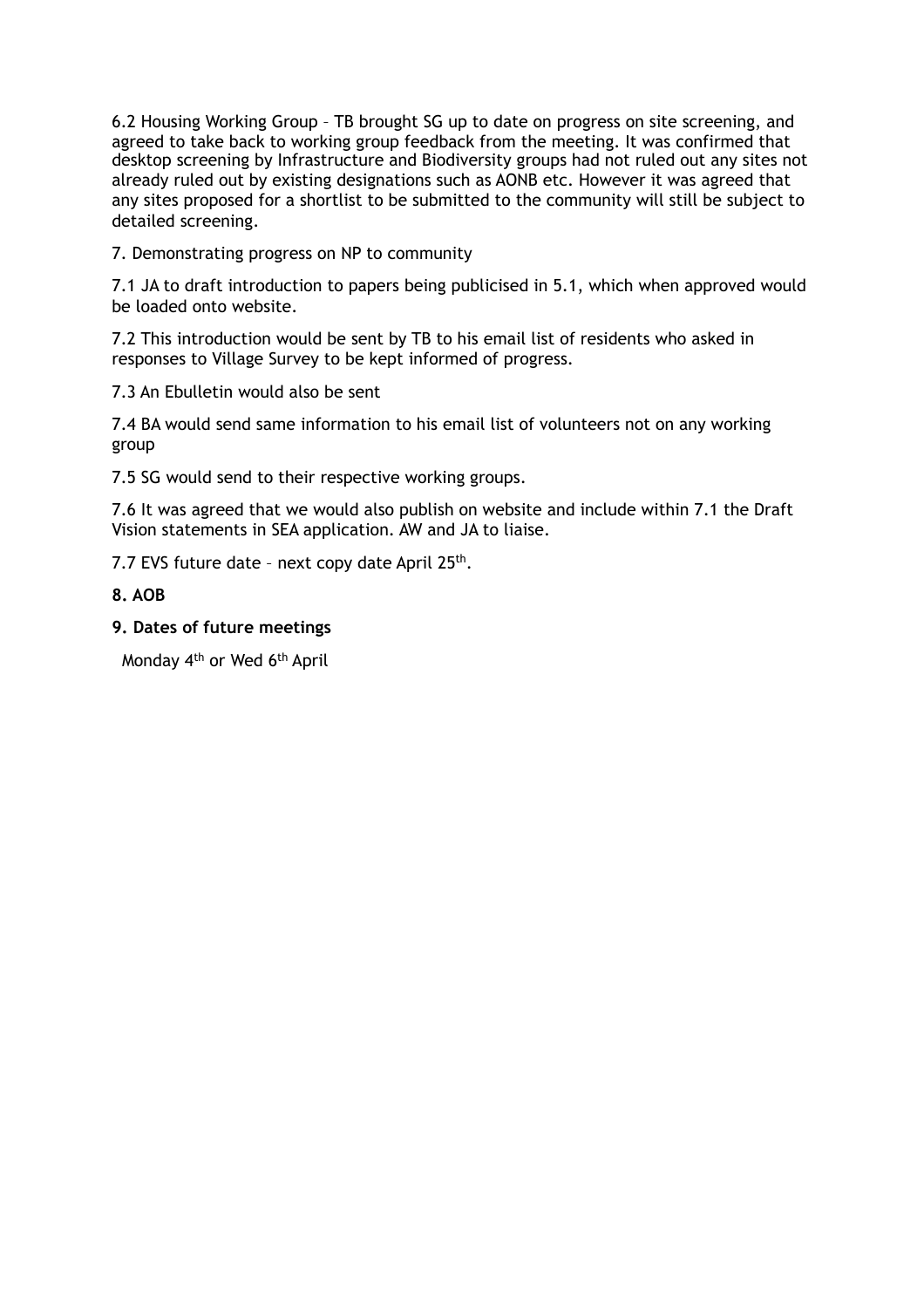6.2 Housing Working Group – TB brought SG up to date on progress on site screening, and agreed to take back to working group feedback from the meeting. It was confirmed that desktop screening by Infrastructure and Biodiversity groups had not ruled out any sites not already ruled out by existing designations such as AONB etc. However it was agreed that any sites proposed for a shortlist to be submitted to the community will still be subject to detailed screening.

7. Demonstrating progress on NP to community

7.1 JA to draft introduction to papers being publicised in 5.1, which when approved would be loaded onto website.

7.2 This introduction would be sent by TB to his email list of residents who asked in responses to Village Survey to be kept informed of progress.

7.3 An Ebulletin would also be sent

7.4 BA would send same information to his email list of volunteers not on any working group

7.5 SG would send to their respective working groups.

7.6 It was agreed that we would also publish on website and include within 7.1 the Draft Vision statements in SEA application. AW and JA to liaise.

7.7 EVS future date – next copy date April 25th.

**8. AOB**

**9. Dates of future meetings**

Monday 4th or Wed 6th April